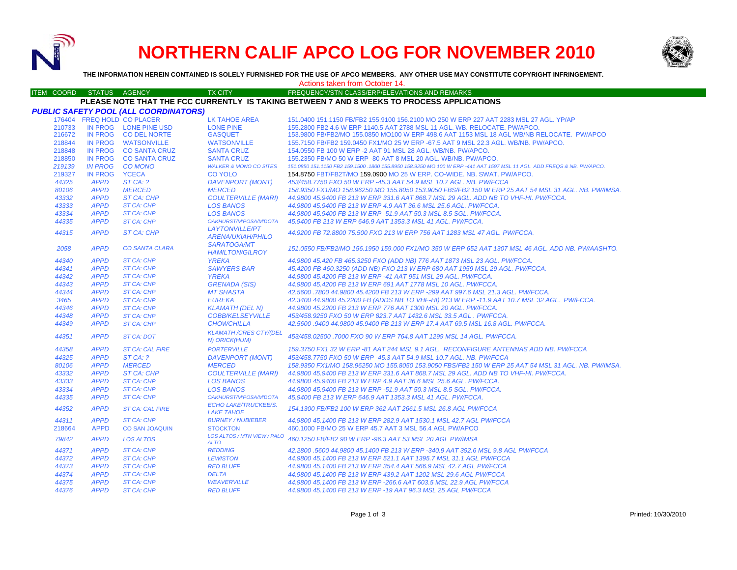# NORTHERN CALIF APCO LOG FOR NOVEMBER 2010

**THE INFORMATION HEREIN CONTAINED IS SOLELY FURNISHED FOR THE USE OF APCO MEMBERS. ANY OTHER USE MAY CONSTITUTE COPYRIGHT INFRINGEMENT.**

Actions taken from October 14.

| ITEM COORD | STATUS | AGENCY | TX CITY | FREQUENCY/STN CLASS/ERP/ELEVATIONS AND REMARKS |
|---|---|---|---|---|

**PLEASE NOTE THAT THE FCC CURRENTLY IS TAKING BETWEEN 7 AND 8 WEEKS TO PROCESS APPLICATIONS**

***PUBLIC SAFETY POOL (ALL COORDINATORS)***

| ITEM COORD | STATUS | AGENCY | TX CITY | FREQUENCY/STN CLASS/ERP/ELEVATIONS AND REMARKS |
|---|---|---|---|---|
| 176404 | FREQ HOLD | CO PLACER | LK TAHOE AREA | 151.0400 151.1150 FB/FB2 155.9100 156.2100 MO 250 W ERP 227 AAT 2283 MSL 27 AGL. YP/AP |
| 210733 | IN PROG | LONE PINE USD | LONE PINE | 155.2800 FB2 4.6 W ERP 1140.5 AAT 2788 MSL 11 AGL. WB. RELOCATE. PW/APCO. |
| 216672 | IN PROG | CO DEL NORTE | GASQUET | 153.9800 FB/FB2/MO 155.0850 MO100 W ERP 498.6 AAT 1153 MSL 18 AGL WB/NB RELOCATE. PW/APCO |
| 218844 | IN PROG | WATSONVILLE | WATSONVILLE | 155.7150 FB/FB2 159.0450 FX1/MO 25 W ERP -67.5 AAT 9 MSL 22.3 AGL. WB/NB. PW/APCO. |
| 218848 | IN PROG | CO SANTA CRUZ | SANTA CRUZ | 154.0550 FB 100 W ERP -2 AAT 91 MSL 28 AGL. WB/NB. PW/APCO. |
| 218850 | IN PROG | CO SANTA CRUZ | SANTA CRUZ | 155.2350 FB/MO 50 W ERP -80 AAT 8 MSL 20 AGL. WB/NB. PW/APCO. |
| *219139* | *IN PROG* | *CO MONO* | *WALKER & MONO CO SITES* | *151.0850 151.1150 FB2 159.1500 .1800 155.8950 158.9250 MO 100 W ERP -441 AAT 1597 MSL 11 AGL. ADD FREQS & NB. PW/APCO.* |
| 219327 | IN PROG | YCECA | CO YOLO | 154.8750 FBT/FB2T/MO 159.0900 MO 25 W ERP. CO-WIDE. NB. SWAT. PW/APCO. |
| *44325* | *APPD* | *ST CA: ?* | *DAVENPORT (MONT)* | *453/458.7750 FXO 50 W ERP -45.3 AAT 54.9 MSL 10.7 AGL. NB. PW/FCCA* |
| *80106* | *APPD* | *MERCED* | *MERCED* | *158.9350 FX1/MO 158.96250 MO 155.8050 153.9050 FBS/FB2 150 W ERP 25 AAT 54 MSL 31 AGL. NB. PW/IMSA.* |
| *43332* | *APPD* | *ST CA: CHP* | *COULTERVILLE (MARI)* | *44.9800 45.9400 FB 213 W ERP 331.6 AAT 868.7 MSL 29 AGL. ADD NB TO VHF-HI. PW/FCCA.* |
| *43333* | *APPD* | *ST CA: CHP* | *LOS BANOS* | *44.9800 45.9400 FB 213 W ERP 4.9 AAT 36.6 MSL 25.6 AGL. PW/FCCA.* |
| *43334* | *APPD* | *ST CA: CHP* | *LOS BANOS* | *44.9800 45.9400 FB 213 W ERP -51.9 AAT 50.3 MSL 8.5 SGL. PW/FCCA.* |
| *44335* | *APPD* | *ST CA: CHP* | *OAKHURST/M'POSA/M'DOTA* | *45.9400 FB 213 W ERP 646.9 AAT 1353.3 MSL 41 AGL. PW/FCCA.* |
| *44315* | *APPD* | *ST CA: CHP* | *LAYTONVILLE/PT ARENA/UKIAH/PHILO* | *44.9200 FB 72.8800 75.500 FXO 213 W ERP 756 AAT 1283 MSL 47 AGL. PW/FCCA.* |
| *2058* | *APPD* | *CO SANTA CLARA* | *SARATOGA/MT HAMILTON/GILROY* | *151.0550 FB/FB2/MO 156.1950 159.000 FX1/MO 350 W ERP 652 AAT 1307 MSL 46 AGL. ADD NB. PW/AASHTO.* |
| *44340* | *APPD* | *ST CA: CHP* | *YREKA* | *44.9800 45.420 FB 465.3250 FXO (ADD NB) 776 AAT 1873 MSL 23 AGL. PW/FCCA.* |
| *44341* | *APPD* | *ST CA: CHP* | *SAWYERS BAR* | *45.4200 FB 460.3250 (ADD NB) FXO 213 W ERP 680 AAT 1959 MSL 29 AGL. PW/FCCA.* |
| *44342* | *APPD* | *ST CA: CHP* | *YREKA* | *44.9800 45.4200 FB 213 W ERP -41 AAT 951 MSL 29 AGL. PW/FCCA.* |
| *44343* | *APPD* | *ST CA: CHP* | *GRENADA (SIS)* | *44.9800 45.4200 FB 213 W ERP 691 AAT 1778 MSL 10 AGL. PW/FCCA.* |
| *44344* | *APPD* | *ST CA: CHP* | *MT SHASTA* | *42.5600 .7800 44.9800 45.4200 FB 213 W ERP -299 AAT 997.6 MSL 21.3 AGL. PW/FCCA.* |
| *3465* | *APPD* | *ST CA: CHP* | *EUREKA* | *42.3400 44.9800 45.2200 FB (ADDS NB TO VHF-HI) 213 W ERP -11.9 AAT 10.7 MSL 32 AGL. PW/FCCA.* |
| *44346* | *APPD* | *ST CA: CHP* | *KLAMATH (DEL N)* | *44.9800 45.2200 FB 213 W ERP 776 AAT 1300 MSL 20 AGL. PW/FCCA.* |
| *44348* | *APPD* | *ST CA: CHP* | *COBB/KELSEYVILLE* | *453/458.9250 FXO 50 W ERP 823.7 AAT 1432.6 MSL 33.5 AGL . PW/FCCA.* |
| *44349* | *APPD* | *ST CA: CHP* | *CHOWCHILLA* | *42.5600 .9400 44.9800 45.9400 FB 213 W ERP 17.4 AAT 69.5 MSL 16.8 AGL. PW/FCCA.* |
| *44351* | *APPD* | *ST CA: DOT* | *KLAMATH /CRES CTY/(DEL N) ORICK(HUM)* | *453/458.02500 .7000 FXO 90 W ERP 764.8 AAT 1299 MSL 14 AGL. PW/FCCA.* |
| *44358* | *APPD* | *ST CA: CAL FIRE* | *PORTERVILLE* | *159.3750 FX1 32 W ERP -81 AAT 244 MSL 9.1 AGL. RECONFIGURE ANTENNAS ADD NB. PW/FCCA* |
| *44325* | *APPD* | *ST CA: ?* | *DAVENPORT (MONT)* | *453/458.7750 FXO 50 W ERP -45.3 AAT 54.9 MSL 10.7 AGL. NB. PW/FCCA* |
| *80106* | *APPD* | *MERCED* | *MERCED* | *158.9350 FX1/MO 158.96250 MO 155.8050 153.9050 FBS/FB2 150 W ERP 25 AAT 54 MSL 31 AGL. NB. PW/IMSA.* |
| *43332* | *APPD* | *ST CA: CHP* | *COULTERVILLE (MARI)* | *44.9800 45.9400 FB 213 W ERP 331.6 AAT 868.7 MSL 29 AGL. ADD NB TO VHF-HI. PW/FCCA.* |
| *43333* | *APPD* | *ST CA: CHP* | *LOS BANOS* | *44.9800 45.9400 FB 213 W ERP 4.9 AAT 36.6 MSL 25.6 AGL. PW/FCCA.* |
| *43334* | *APPD* | *ST CA: CHP* | *LOS BANOS* | *44.9800 45.9400 FB 213 W ERP -51.9 AAT 50.3 MSL 8.5 SGL. PW/FCCA.* |
| *44335* | *APPD* | *ST CA: CHP* | *OAKHURST/M'POSA/M'DOTA* | *45.9400 FB 213 W ERP 646.9 AAT 1353.3 MSL 41 AGL. PW/FCCA.* |
| *44352* | *APPD* | *ST CA: CAL FIRE* | *ECHO LAKE/TRUCKEE/S. LAKE TAHOE* | *154.1300 FB/FB2 100 W ERP 362 AAT 2661.5 MSL 26.8 AGL PW/FCCA* |
| *44311* | *APPD* | *ST CA: CHP* | *BURNEY / NUBIEBER* | *44.9800 45.1400 FB 213 W ERP 282.9 AAT 1530.1 MSL 42.7 AGL PW/FCCA* |
| 218664 | APPD | CO SAN JOAQUIN | STOCKTON | 460.1000 FB/MO 25 W ERP 45.7 AAT 3 MSL 56.4 AGL PW/APCO |
| *79842* | *APPD* | *LOS ALTOS* | *LOS ALTOS / MTN VIEW / PALO ALTO* | *460.1250 FB/FB2 90 W ERP -96.3 AAT 53 MSL 20 AGL PW/IMSA* |
| *44371* | *APPD* | *ST CA: CHP* | *REDDING* | *42.2800 .5600 44.9800 45.1400 FB 213 W ERP -340.9 AAT 392.6 MSL 9.8 AGL PW/FCCA* |
| *44372* | *APPD* | *ST CA: CHP* | *LEWISTON* | *44.9800 45.1400 FB 213 W ERP 521.1 AAT 1395.7 MSL 31.1 AGL PW/FCCA* |
| *44373* | *APPD* | *ST CA: CHP* | *RED BLUFF* | *44.9800 45.1400 FB 213 W ERP 354.4 AAT 566.9 MSL 42.7 AGL PW/FCCA* |
| *44374* | *APPD* | *ST CA: CHP* | *DELTA* | *44.9800 45.1400 FB 213 W ERP 439.2 AAT 1202 MSL 29.6 AGL PW/FCCA* |
| *44375* | *APPD* | *ST CA: CHP* | *WEAVERVILLE* | *44.9800 45.1400 FB 213 W ERP -266.6 AAT 603.5 MSL 22.9 AGL PW/FCCA* |
| *44376* | *APPD* | *ST CA: CHP* | *RED BLUFF* | *44.9800 45.1400 FB 213 W ERP -19 AAT 96.3 MSL 25 AGL PW/FCCA* |

Printed: 10/30/2010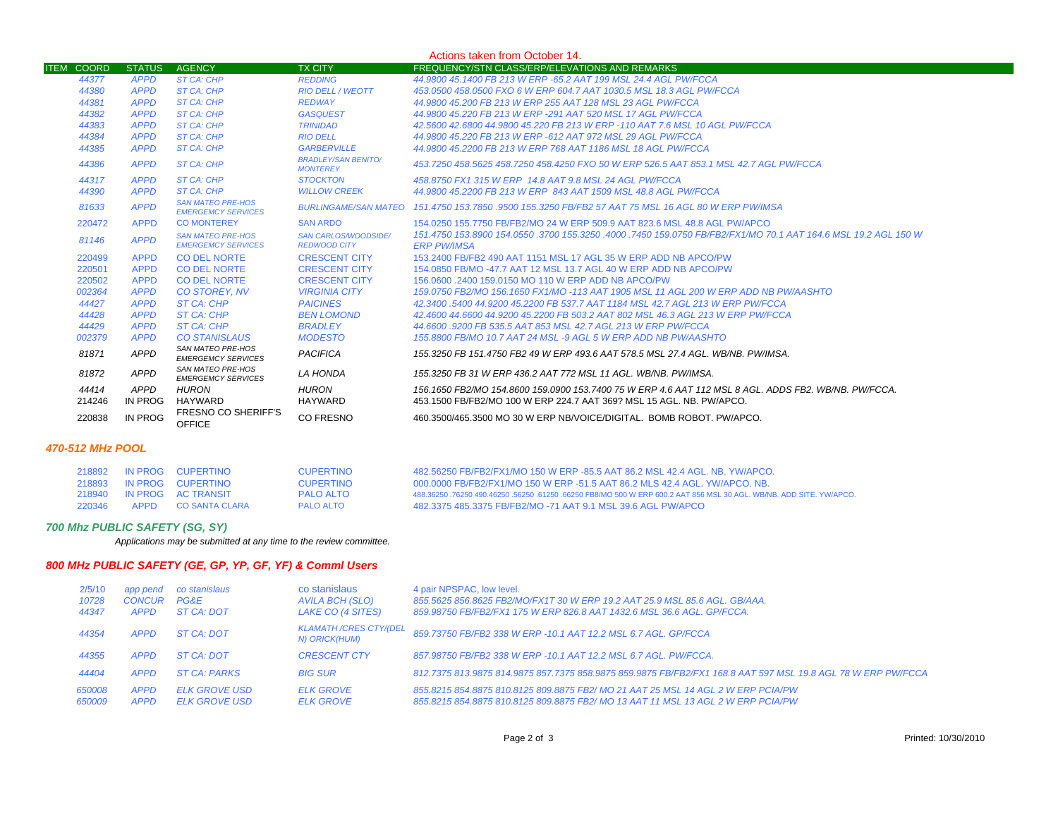Actions taken from October 14.

| ITEM | COORD | STATUS | AGENCY | TX CITY | FREQUENCY/STN CLASS/ERP/ELEVATIONS AND REMARKS |
|---|---|---|---|---|---|
| | 44377 | APPD | ST CA: CHP | REDDING | 44.9800 45.1400 FB 213 W ERP -65.2 AAT 199 MSL 24.4 AGL PW/FCCA |
| | 44380 | APPD | ST CA: CHP | RIO DELL / WEOTT | 453.0500 458.0500 FXO 6 W ERP 604.7 AAT 1030.5 MSL 18.3 AGL PW/FCCA |
| | 44381 | APPD | ST CA: CHP | REDWAY | 44.9800 45.200 FB 213 W ERP 255 AAT 128 MSL 23 AGL PW/FCCA |
| | 44382 | APPD | ST CA: CHP | GASQUEST | 44.9800 45.220 FB 213 W ERP -291 AAT 520 MSL 17 AGL PW/FCCA |
| | 44383 | APPD | ST CA: CHP | TRINIDAD | 42.5600 42.6800 44.9800 45.220 FB 213 W ERP -110 AAT 7.6 MSL 10 AGL PW/FCCA |
| | 44384 | APPD | ST CA: CHP | RIO DELL | 44.9800 45.220 FB 213 W ERP -612 AAT 972 MSL 29 AGL PW/FCCA |
| | 44385 | APPD | ST CA: CHP | GARBERVILLE | 44.9800 45.2200 FB 213 W ERP 768 AAT 1186 MSL 18 AGL PW/FCCA |
| | 44386 | APPD | ST CA: CHP | BRADLEY/SAN BENITO/ MONTEREY | 453.7250 458.5625 458.7250 458.4250 FXO 50 W ERP 526.5 AAT 853.1 MSL 42.7 AGL PW/FCCA |
| | 44317 | APPD | ST CA: CHP | STOCKTON | 458.8750 FX1 315 W ERP 14.8 AAT 9.8 MSL 24 AGL PW/FCCA |
| | 44390 | APPD | ST CA: CHP | WILLOW CREEK | 44.9800 45.2200 FB 213 W ERP 843 AAT 1509 MSL 48.8 AGL PW/FCCA |
| | 81633 | APPD | SAN MATEO PRE-HOS EMERGEMCY SERVICES | BURLINGAME/SAN MATEO | 151.4750 153.7850 .9500 155.3250 FB/FB2 57 AAT 75 MSL 16 AGL 80 W ERP PW/IMSA |
| | 220472 | APPD | CO MONTEREY | SAN ARDO | 154.0250 155.7750 FB/FB2/MO 24 W ERP 509.9 AAT 823.6 MSL 48.8 AGL PW/APCO |
| | 81146 | APPD | SAN MATEO PRE-HOS EMERGEMCY SERVICES | SAN CARLOS/WOODSIDE/ REDWOOD CITY | 151.4750 153.8900 154.0550 .3700 155.3250 .4000 .7450 159.0750 FB/FB2/FX1/MO 70.1 AAT 164.6 MSL 19.2 AGL 150 W ERP PW/IMSA |
| | 220499 | APPD | CO DEL NORTE | CRESCENT CITY | 153.2400 FB/FB2 490 AAT 1151 MSL 17 AGL 35 W ERP ADD NB APCO/PW |
| | 220501 | APPD | CO DEL NORTE | CRESCENT CITY | 154.0850 FB/MO -47.7 AAT 12 MSL 13.7 AGL 40 W ERP ADD NB APCO/PW |
| | 220502 | APPD | CO DEL NORTE | CRESCENT CITY | 156.0600 .2400 159.0150 MO 110 W ERP ADD NB APCO/PW |
| | 002364 | APPD | CO STOREY, NV | VIRGINIA CITY | 159.0750 FB2/MO 156.1650 FX1/MO -113 AAT 1905 MSL 11 AGL 200 W ERP ADD NB PW/AASHTO |
| | 44427 | APPD | ST CA: CHP | PAICINES | 42.3400 .5400 44.9200 45.2200 FB 537.7 AAT 1184 MSL 42.7 AGL 213 W ERP PW/FCCA |
| | 44428 | APPD | ST CA: CHP | BEN LOMOND | 42.4600 44.6600 44.9200 45.2200 FB 503.2 AAT 802 MSL 46.3 AGL 213 W ERP PW/FCCA |
| | 44429 | APPD | ST CA: CHP | BRADLEY | 44.6600 .9200 FB 535.5 AAT 853 MSL 42.7 AGL 213 W ERP PW/FCCA |
| | 002379 | APPD | CO STANISLAUS | MODESTO | 155.8800 FB/MO 10.7 AAT 24 MSL -9 AGL 5 W ERP ADD NB PW/AASHTO |
| | 81871 | APPD | SAN MATEO PRE-HOS EMERGEMCY SERVICES | PACIFICA | 155.3250 FB 151.4750 FB2 49 W ERP 493.6 AAT 578.5 MSL 27.4 AGL. WB/NB. PW/IMSA. |
| | 81872 | APPD | SAN MATEO PRE-HOS EMERGEMCY SERVICES | LA HONDA | 155.3250 FB 31 W ERP 436.2 AAT 772 MSL 11 AGL. WB/NB. PW/IMSA. |
| | 44414 | APPD | HURON | HURON | 156.1650 FB2/MO 154.8600 159.0900 153.7400 75 W ERP 4.6 AAT 112 MSL 8 AGL. ADDS FB2. WB/NB. PW/FCCA. |
| | 214246 | IN PROG | HAYWARD | HAYWARD | 453.1500 FB/FB2/MO 100 W ERP 224.7 AAT 369? MSL 15 AGL. NB. PW/APCO. |
| | 220838 | IN PROG | FRESNO CO SHERIFF'S OFFICE | CO FRESNO | 460.3500/465.3500 MO 30 W ERP NB/VOICE/DIGITAL. BOMB ROBOT. PW/APCO. |

### 470-512 MHz POOL

| COORD | STATUS | AGENCY | TX CITY | FREQUENCY/STN CLASS/ERP/ELEVATIONS AND REMARKS |
|---|---|---|---|---|
| 218892 | IN PROG | CUPERTINO | CUPERTINO | 482.56250 FB/FB2/FX1/MO 150 W ERP -85.5 AAT 86.2 MSL 42.4 AGL. NB. YW/APCO. |
| 218893 | IN PROG | CUPERTINO | CUPERTINO | 000.0000 FB/FB2/FX1/MO 150 W ERP -51.5 AAT 86.2 MLS 42.4 AGL. YW/APCO. NB. |
| 218940 | IN PROG | AC TRANSIT | PALO ALTO | 488.36250 .76250 490.46250 .56250 .61250 .66250 FB8/MO 500 W ERP 600.2 AAT 856 MSL 30 AGL. WB/NB. ADD SITE. YW/APCO. |
| 220346 | APPD | CO SANTA CLARA | PALO ALTO | 482.3375 485.3375 FB/FB2/MO -71 AAT 9.1 MSL 39.6 AGL PW/APCO |

### 700 Mhz PUBLIC SAFETY (SG, SY)

*Applications may be submitted at any time to the review committee.*

### 800 MHz PUBLIC SAFETY (GE, GP, YP, GF, YF) & Comml Users

| COORD | STATUS | AGENCY | TX CITY | FREQUENCY/STN CLASS/ERP/ELEVATIONS AND REMARKS |
|---|---|---|---|---|
| 2/5/10 | app pend | co stanislaus | co stanislaus | 4 pair NPSPAC, low level. |
| 10728 | CONCUR | PG&E | AVILA BCH (SLO) | 855.5625 856.8625 FB2/MO/FX1T 30 W ERP 19.2 AAT 25.9 MSL 85.6 AGL. GB/AAA. |
| 44347 | APPD | ST CA: DOT | LAKE CO (4 SITES) | 859.98750 FB/FB2/FX1 175 W ERP 826.8 AAT 1432.6 MSL 36.6 AGL. GP/FCCA. |
| 44354 | APPD | ST CA: DOT | KLAMATH /CRES CTY/(DEL N) ORICK(HUM) | 859.73750 FB/FB2 338 W ERP -10.1 AAT 12.2 MSL 6.7 AGL. GP/FCCA |
| 44355 | APPD | ST CA: DOT | CRESCENT CTY | 857.98750 FB/FB2 338 W ERP -10.1 AAT 12.2 MSL 6.7 AGL. PW/FCCA. |
| 44404 | APPD | ST CA: PARKS | BIG SUR | 812.7375 813.9875 814.9875 857.7375 858.9875 859.9875 FB/FB2/FX1 168.8 AAT 597 MSL 19.8 AGL 78 W ERP PW/FCCA |
| 650008 | APPD | ELK GROVE USD | ELK GROVE | 855.8215 854.8875 810.8125 809.8875 FB2/ MO 21 AAT 25 MSL 14 AGL 2 W ERP PCIA/PW |
| 650009 | APPD | ELK GROVE USD | ELK GROVE | 855.8215 854.8875 810.8125 809.8875 FB2/ MO 13 AAT 11 MSL 13 AGL 2 W ERP PCIA/PW |

Printed: 10/30/2010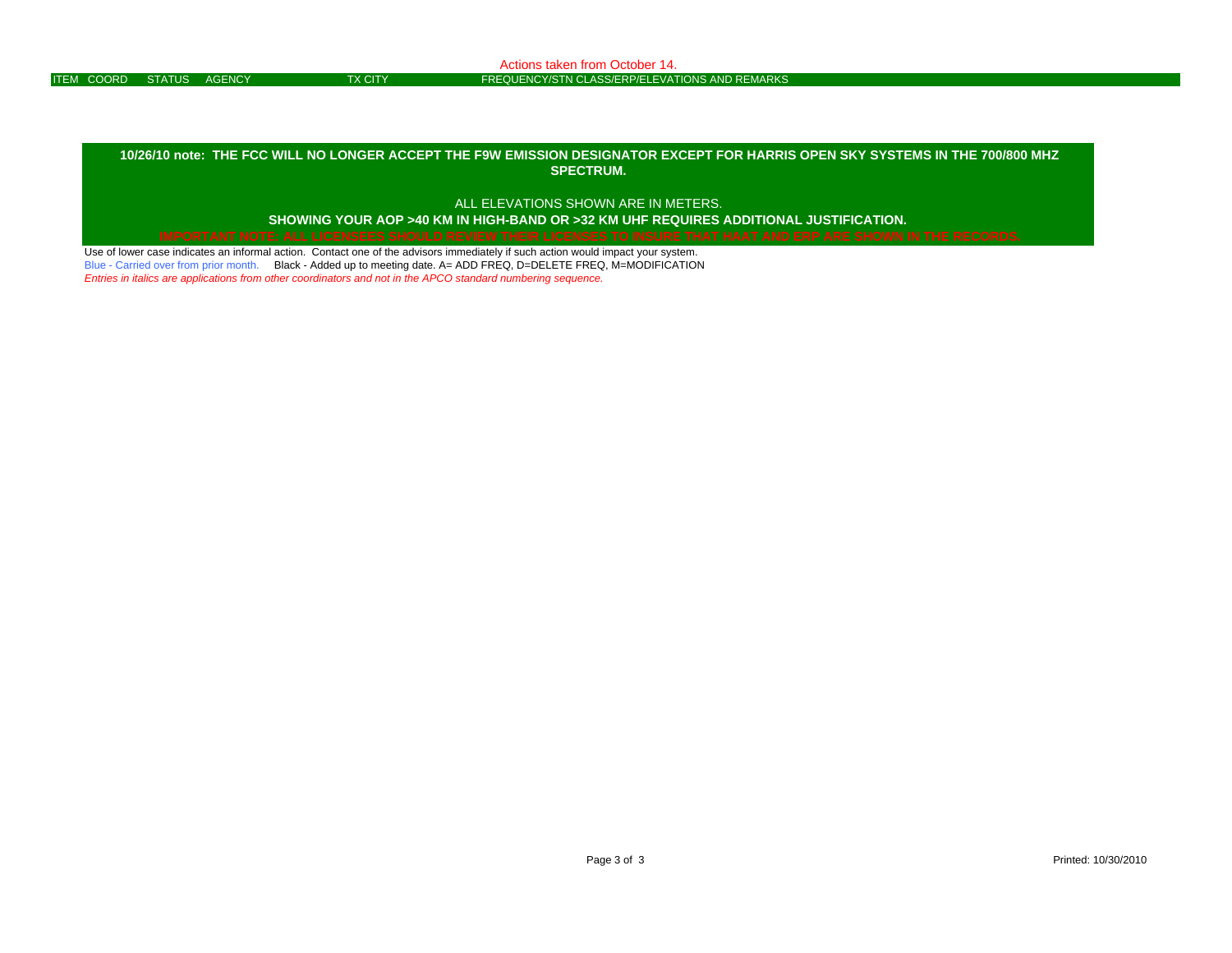Actions taken from October 14.

| ITEM | COORD | STATUS | AGENCY | TX CITY | FREQUENCY/STN CLASS/ERP/ELEVATIONS AND REMARKS |
|---|---|---|---|---|---|

**10/26/10 note: THE FCC WILL NO LONGER ACCEPT THE F9W EMISSION DESIGNATOR EXCEPT FOR HARRIS OPEN SKY SYSTEMS IN THE 700/800 MHZ SPECTRUM.**

ALL ELEVATIONS SHOWN ARE IN METERS.

**SHOWING YOUR AOP >40 KM IN HIGH-BAND OR >32 KM UHF REQUIRES ADDITIONAL JUSTIFICATION.**

**IMPORTANT NOTE: ALL LICENSEES SHOULD REVIEW THEIR LICENSES TO INSURE THAT HAAT AND ERP ARE SHOWN IN THE RECORDS.**

Use of lower case indicates an informal action. Contact one of the advisors immediately if such action would impact your system.

Blue - Carried over from prior month. Black - Added up to meeting date. A= ADD FREQ, D=DELETE FREQ, M=MODIFICATION

*Entries in italics are applications from other coordinators and not in the APCO standard numbering sequence.*

Printed: 10/30/2010